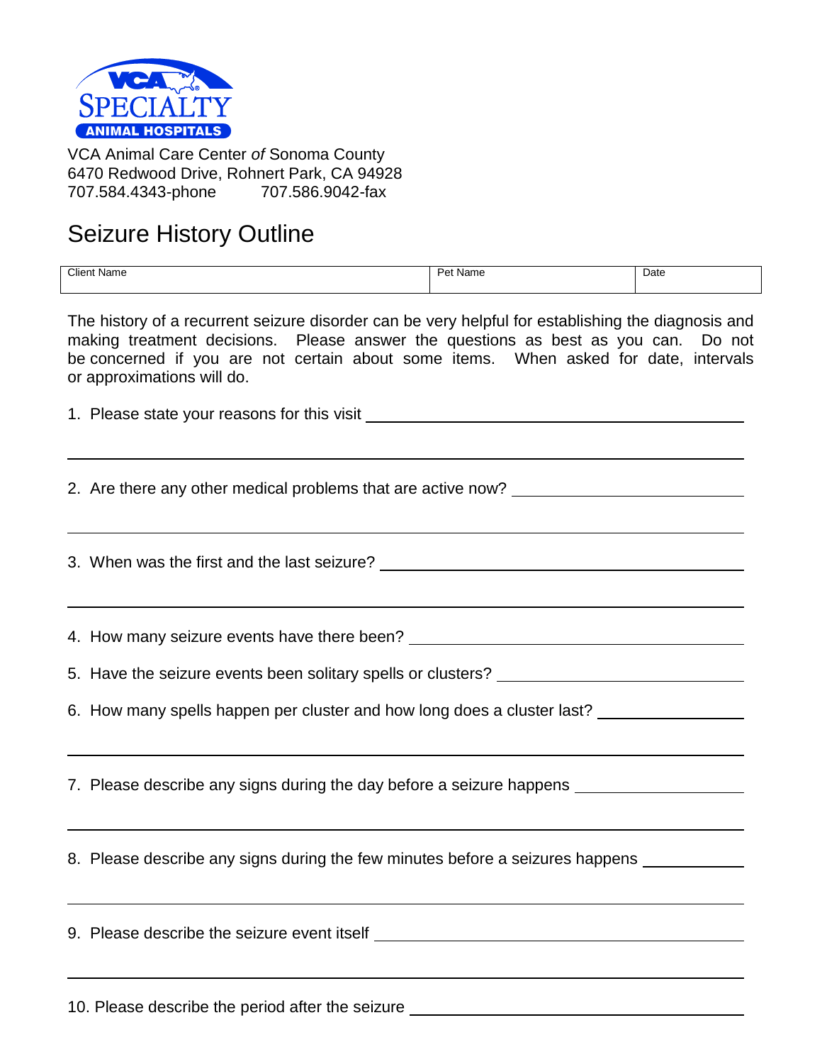VCA SPECIALTY ANIMAL HOSPITALS

VCA Animal Care Center *of* Sonoma County
6470 Redwood Drive, Rohnert Park, CA 94928
707.584.4343-phone 707.586.9042-fax

# Seizure History Outline

| Client Name | Pet Name | Date |
|---|---|---|
| | | |

The history of a recurrent seizure disorder can be very helpful for establishing the diagnosis and making treatment decisions. Please answer the questions as best as you can. Do not be concerned if you are not certain about some items. When asked for date, intervals or approximations will do.

1. Please state your reasons for this visit ______________________________

______________________________________________________________

2. Are there any other medical problems that are active now? ______________________________

______________________________________________________________

3. When was the first and the last seizure? ______________________________

______________________________________________________________

4. How many seizure events have there been? ______________________________

5. Have the seizure events been solitary spells or clusters? ______________________________

6. How many spells happen per cluster and how long does a cluster last? ______________________________

______________________________________________________________

7. Please describe any signs during the day before a seizure happens ______________________________

______________________________________________________________

8. Please describe any signs during the few minutes before a seizures happens ______________________________

______________________________________________________________

9. Please describe the seizure event itself ______________________________

______________________________________________________________

10. Please describe the period after the seizure ______________________________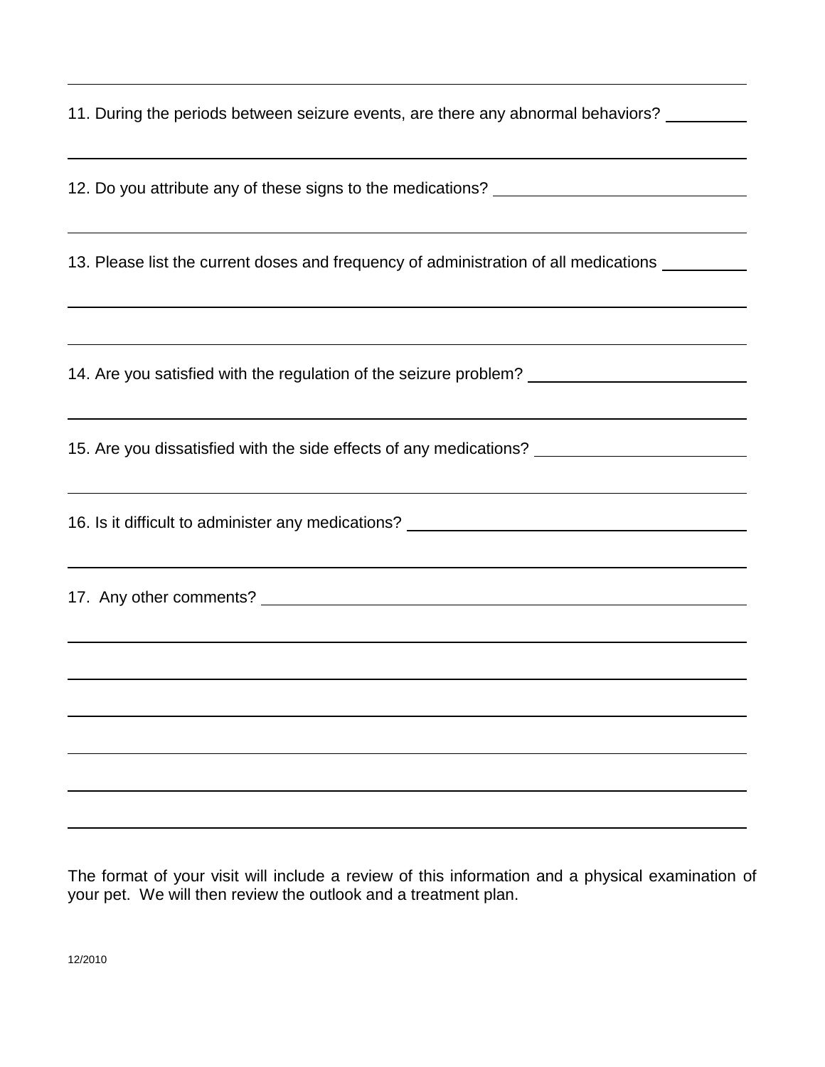11. During the periods between seizure events, are there any abnormal behaviors?

12. Do you attribute any of these signs to the medications?

13. Please list the current doses and frequency of administration of all medications

14. Are you satisfied with the regulation of the seizure problem?

15. Are you dissatisfied with the side effects of any medications?

16. Is it difficult to administer any medications?

17. Any other comments?

The format of your visit will include a review of this information and a physical examination of your pet. We will then review the outlook and a treatment plan.

12/2010